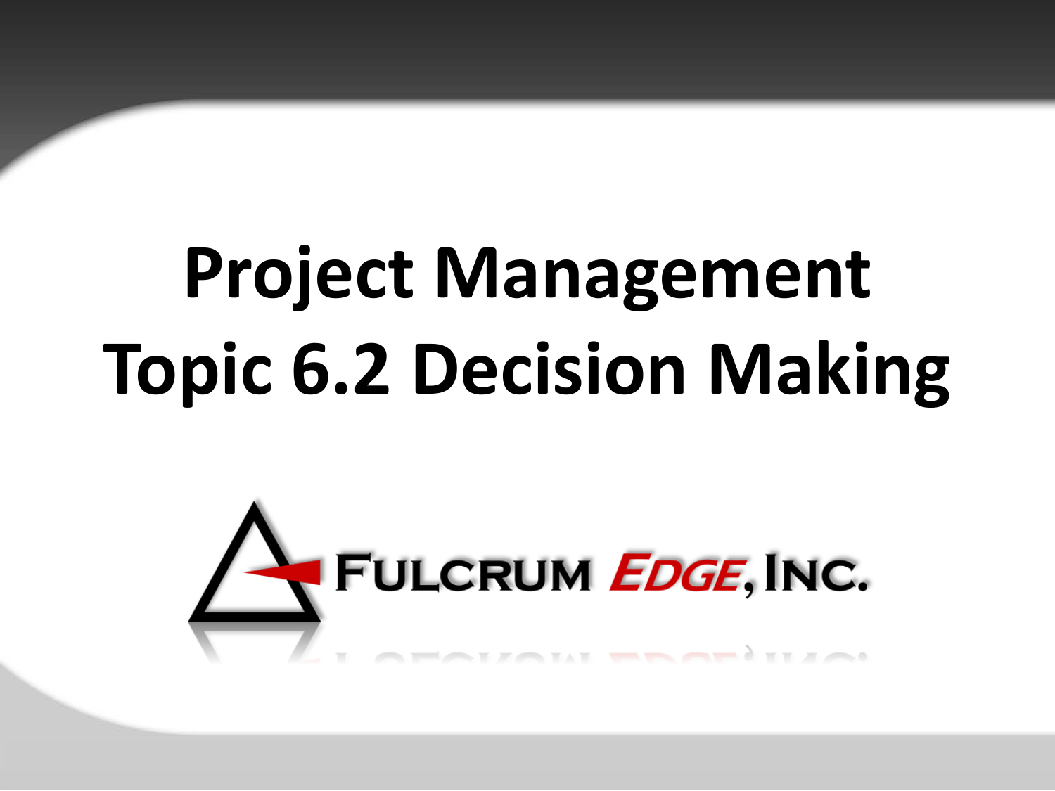# Project Management
# Topic 6.2 Decision Making

FULCRUM EDGE, INC.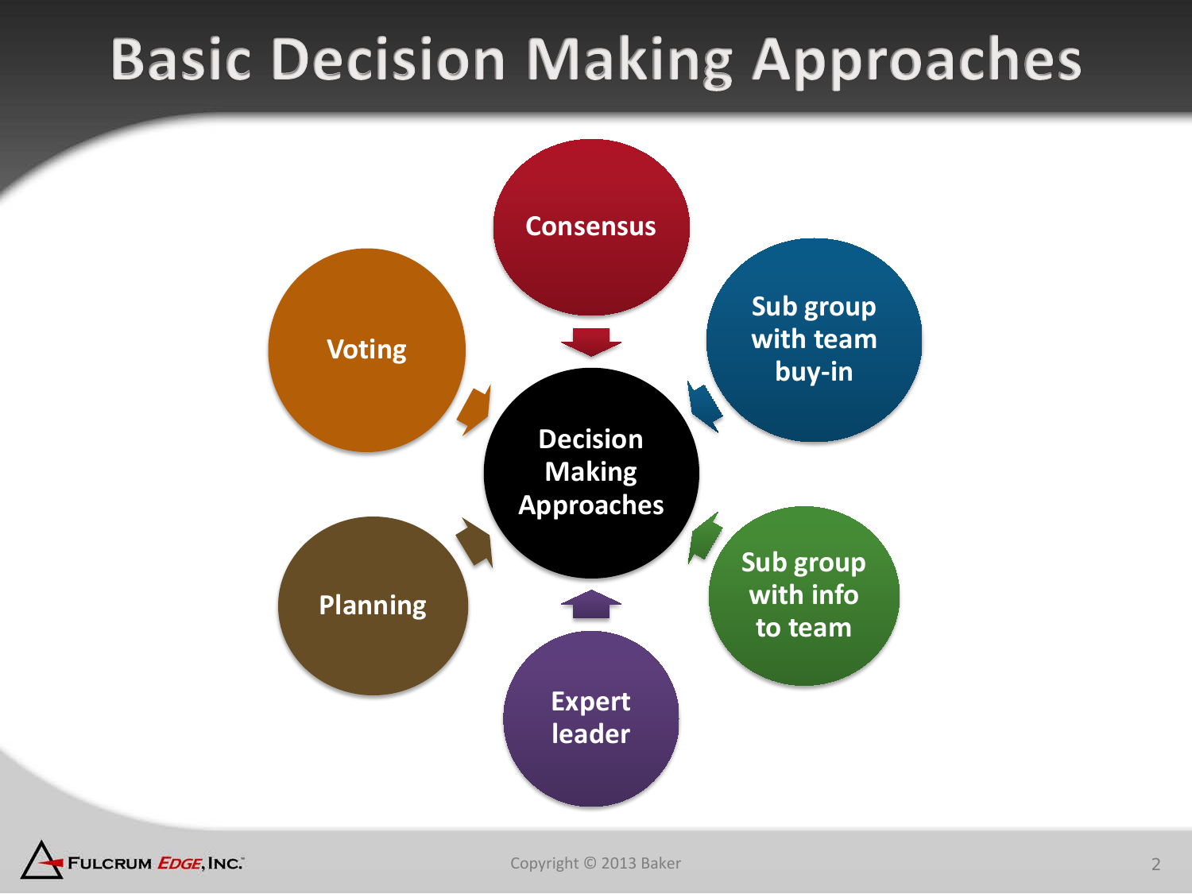# Basic Decision Making Approaches

**Decision Making Approaches**

- Consensus
- Sub group with team buy-in
- Sub group with info to team
- Expert leader
- Planning
- Voting

Copyright © 2013 Baker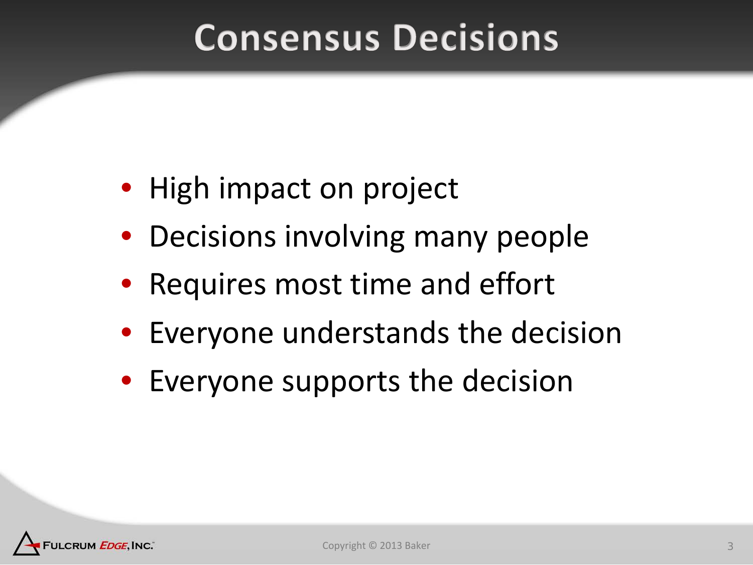# Consensus Decisions

- High impact on project
- Decisions involving many people
- Requires most time and effort
- Everyone understands the decision
- Everyone supports the decision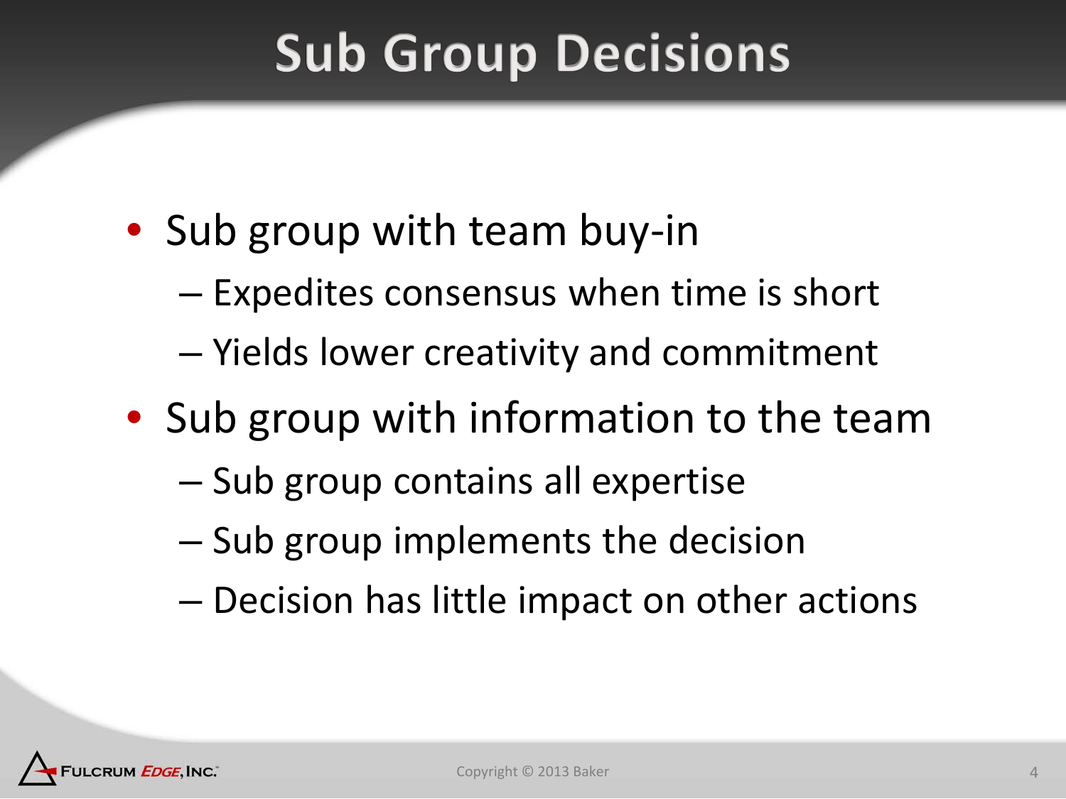# Sub Group Decisions

- Sub group with team buy-in
  - Expedites consensus when time is short
  - Yields lower creativity and commitment
- Sub group with information to the team
  - Sub group contains all expertise
  - Sub group implements the decision
  - Decision has little impact on other actions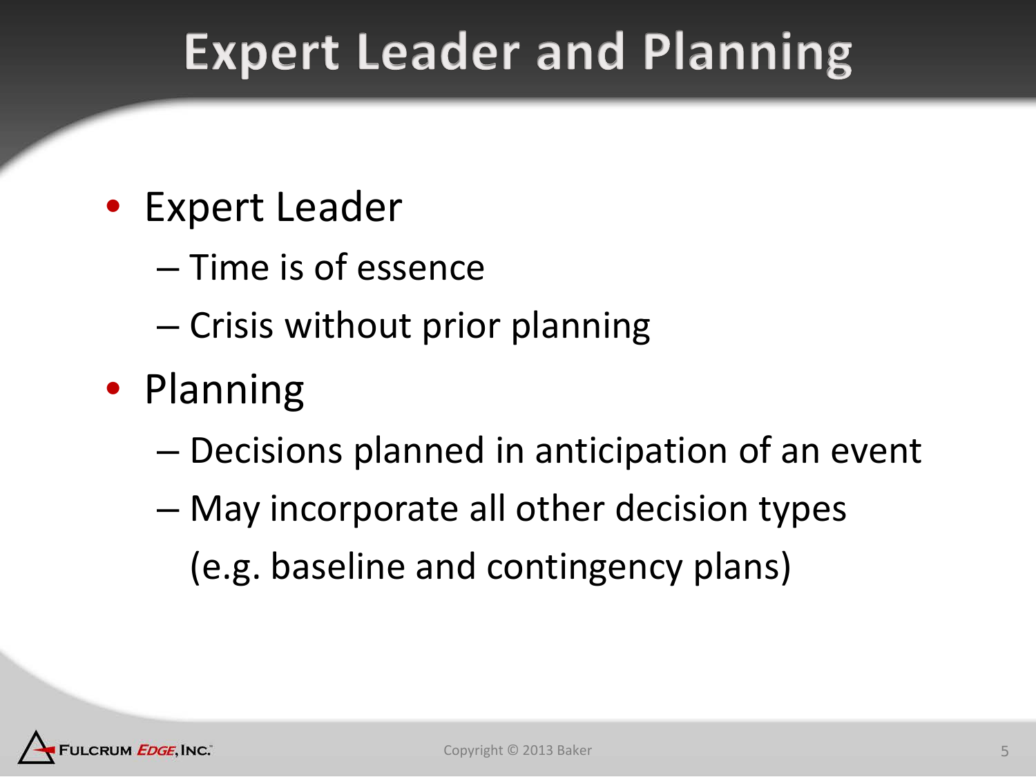# Expert Leader and Planning

- Expert Leader
  - Time is of essence
  - Crisis without prior planning
- Planning
  - Decisions planned in anticipation of an event
  - May incorporate all other decision types (e.g. baseline and contingency plans)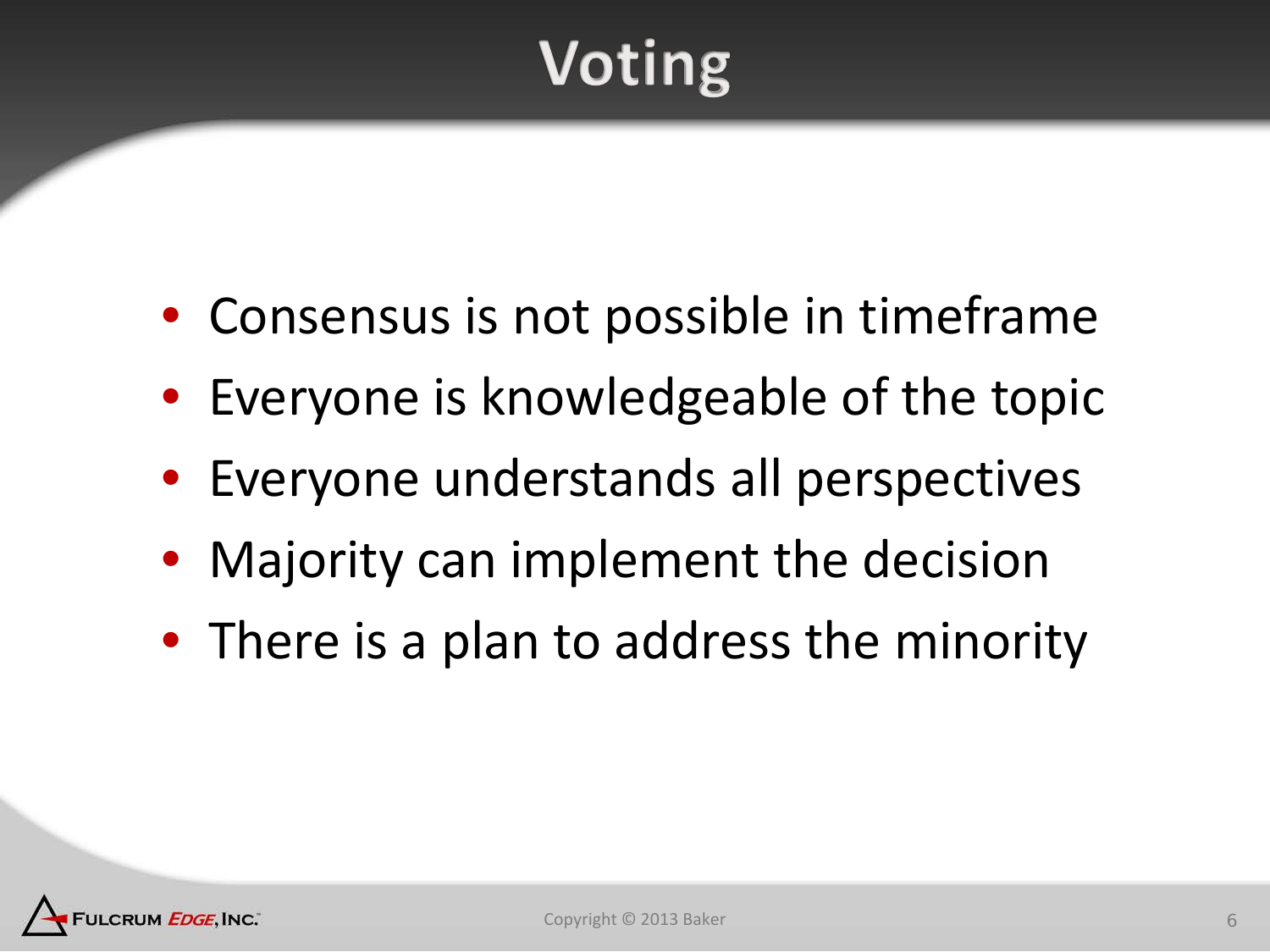# Voting

- Consensus is not possible in timeframe
- Everyone is knowledgeable of the topic
- Everyone understands all perspectives
- Majority can implement the decision
- There is a plan to address the minority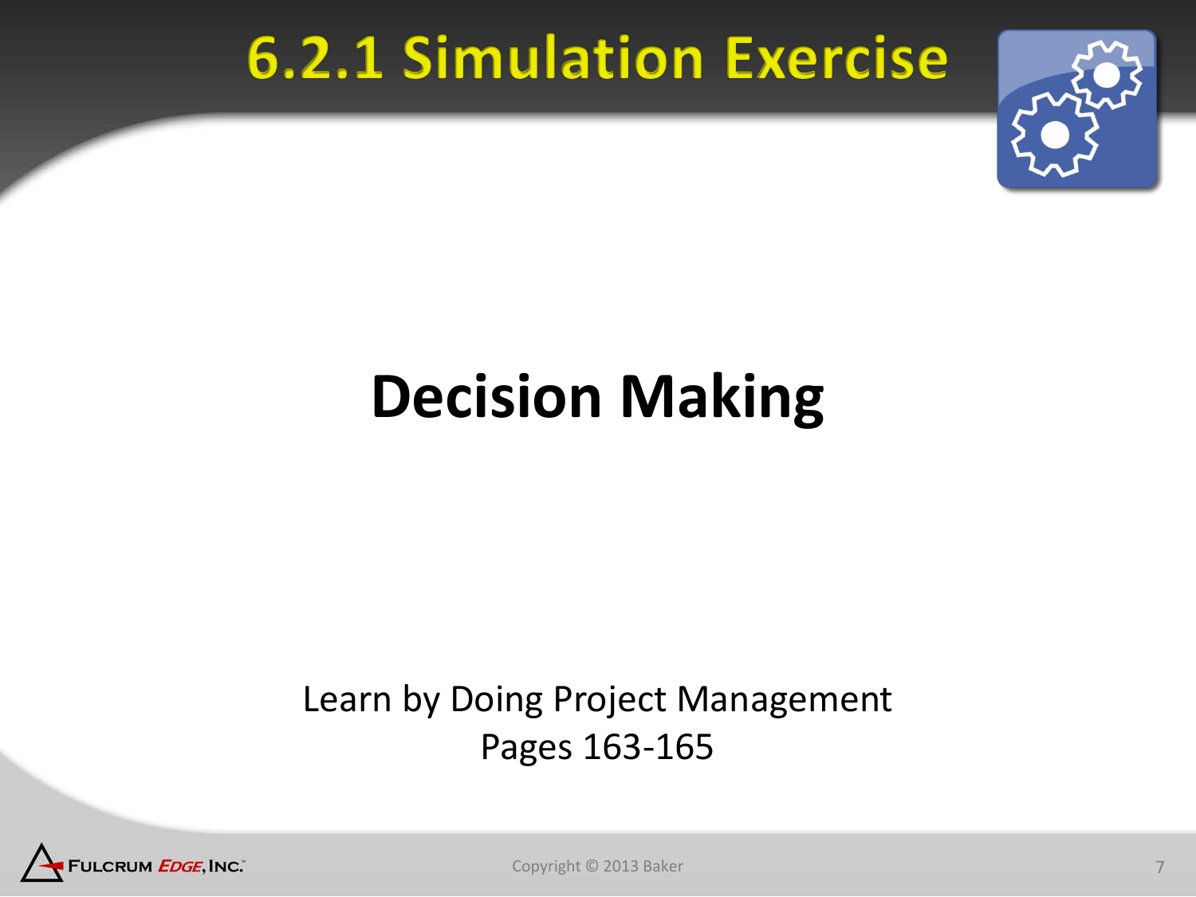# 6.2.1 Simulation Exercise

## Decision Making

Learn by Doing Project Management
Pages 163-165